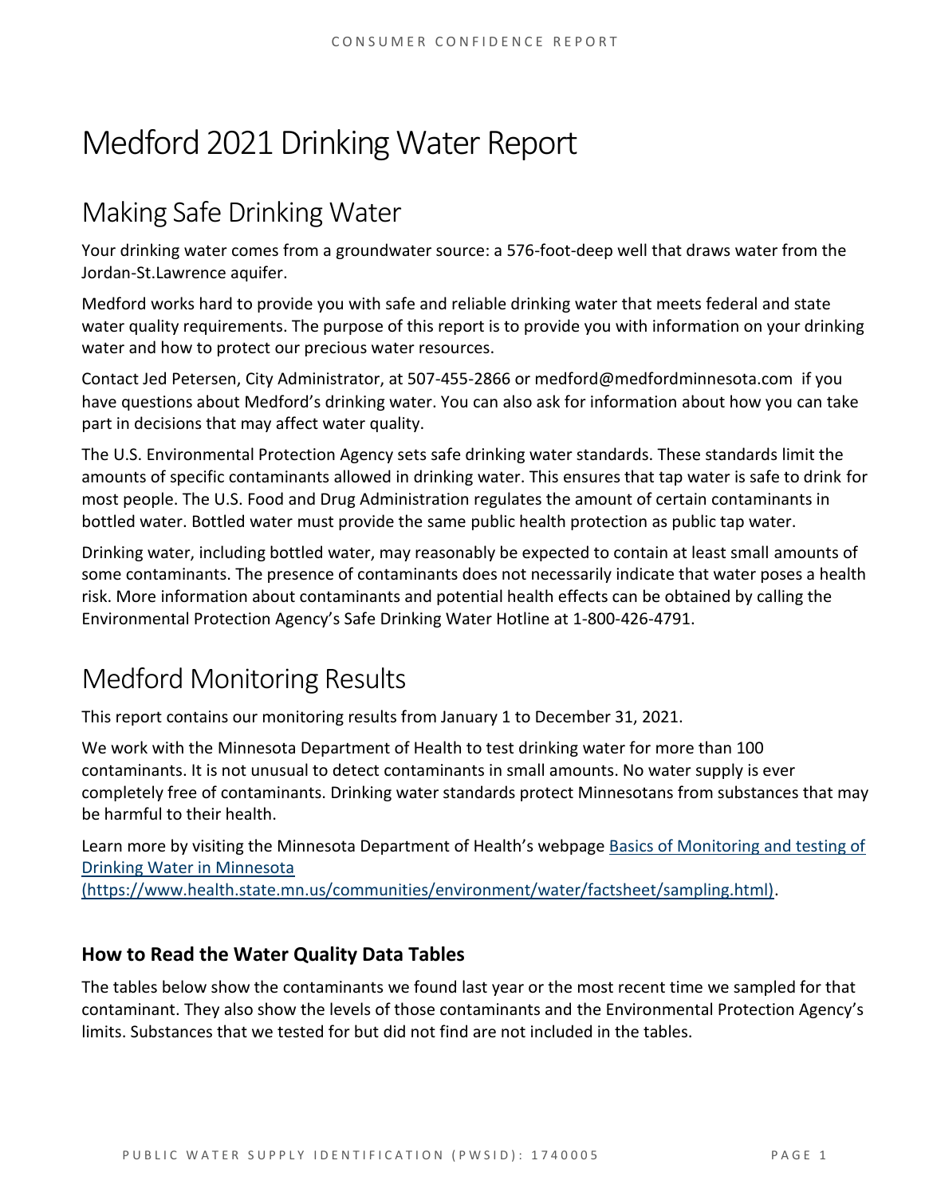# Medford 2021 Drinking Water Report

## Making Safe Drinking Water

Your drinking water comes from a groundwater source: a 576-foot-deep well that draws water from the Jordan-St.Lawrence aquifer.

Medford works hard to provide you with safe and reliable drinking water that meets federal and state water quality requirements. The purpose of this report is to provide you with information on your drinking water and how to protect our precious water resources.

Contact Jed Petersen, City Administrator, at 507-455-2866 or medford@medfordminnesota.com if you have questions about Medford's drinking water. You can also ask for information about how you can take part in decisions that may affect water quality.

The U.S. Environmental Protection Agency sets safe drinking water standards. These standards limit the amounts of specific contaminants allowed in drinking water. This ensures that tap water is safe to drink for most people. The U.S. Food and Drug Administration regulates the amount of certain contaminants in bottled water. Bottled water must provide the same public health protection as public tap water.

Drinking water, including bottled water, may reasonably be expected to contain at least small amounts of some contaminants. The presence of contaminants does not necessarily indicate that water poses a health risk. More information about contaminants and potential health effects can be obtained by calling the Environmental Protection Agency's Safe Drinking Water Hotline at 1-800-426-4791.

## Medford Monitoring Results

This report contains our monitoring results from January 1 to December 31, 2021.

We work with the Minnesota Department of Health to test drinking water for more than 100 contaminants. It is not unusual to detect contaminants in small amounts. No water supply is ever completely free of contaminants. Drinking water standards protect Minnesotans from substances that may be harmful to their health.

Learn more by visiting the Minnesota Department of Health's webpage [Basics of Monitoring and testing of Drinking Water in Minnesota (https://www.health.state.mn.us/communities/environment/water/factsheet/sampling.html)](https://www.health.state.mn.us/communities/environment/water/factsheet/sampling.html).

### How to Read the Water Quality Data Tables

The tables below show the contaminants we found last year or the most recent time we sampled for that contaminant. They also show the levels of those contaminants and the Environmental Protection Agency's limits. Substances that we tested for but did not find are not included in the tables.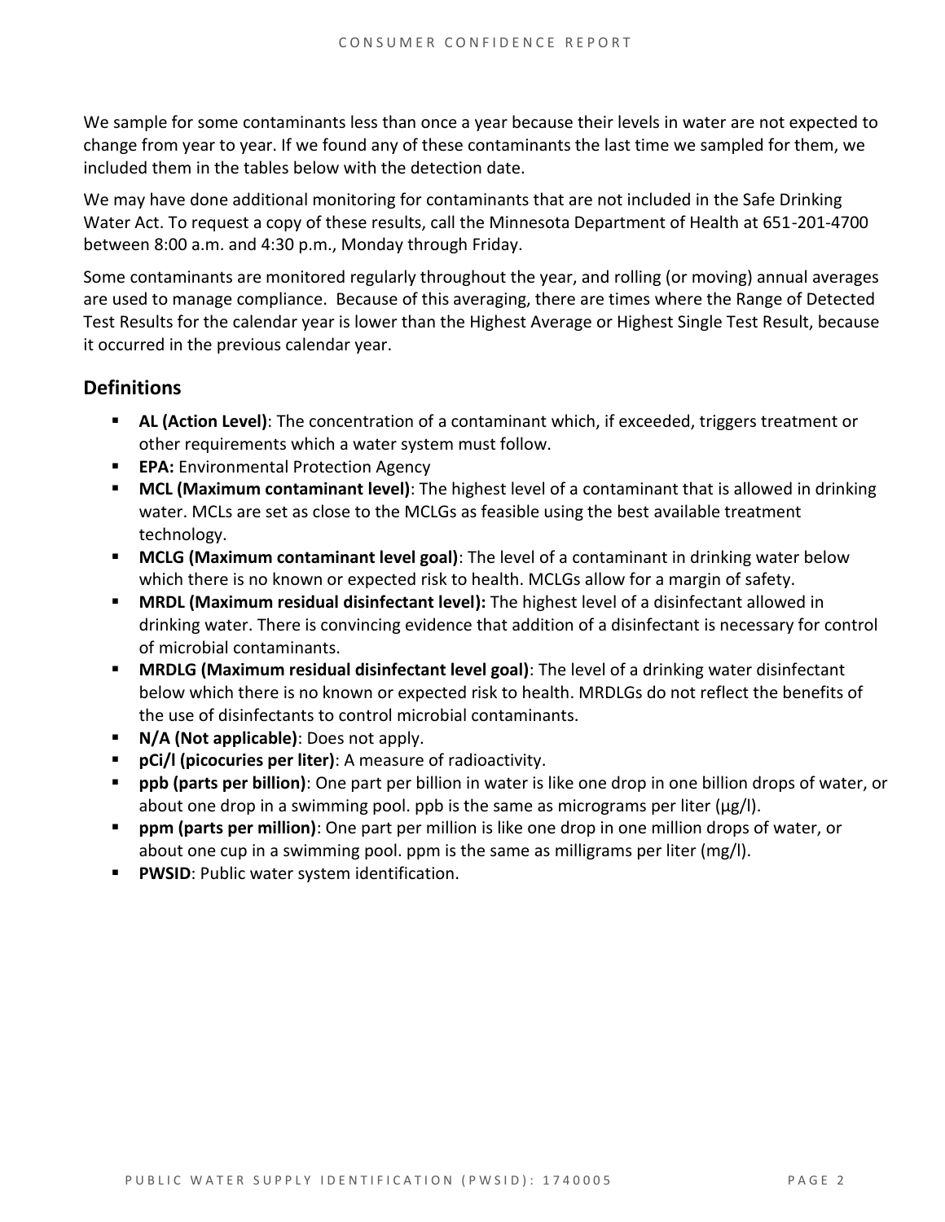We sample for some contaminants less than once a year because their levels in water are not expected to change from year to year. If we found any of these contaminants the last time we sampled for them, we included them in the tables below with the detection date.

We may have done additional monitoring for contaminants that are not included in the Safe Drinking Water Act. To request a copy of these results, call the Minnesota Department of Health at 651-201-4700 between 8:00 a.m. and 4:30 p.m., Monday through Friday.

Some contaminants are monitored regularly throughout the year, and rolling (or moving) annual averages are used to manage compliance. Because of this averaging, there are times where the Range of Detected Test Results for the calendar year is lower than the Highest Average or Highest Single Test Result, because it occurred in the previous calendar year.

## Definitions

- **AL (Action Level)**: The concentration of a contaminant which, if exceeded, triggers treatment or other requirements which a water system must follow.
- **EPA:** Environmental Protection Agency
- **MCL (Maximum contaminant level)**: The highest level of a contaminant that is allowed in drinking water. MCLs are set as close to the MCLGs as feasible using the best available treatment technology.
- **MCLG (Maximum contaminant level goal)**: The level of a contaminant in drinking water below which there is no known or expected risk to health. MCLGs allow for a margin of safety.
- **MRDL (Maximum residual disinfectant level):** The highest level of a disinfectant allowed in drinking water. There is convincing evidence that addition of a disinfectant is necessary for control of microbial contaminants.
- **MRDLG (Maximum residual disinfectant level goal)**: The level of a drinking water disinfectant below which there is no known or expected risk to health. MRDLGs do not reflect the benefits of the use of disinfectants to control microbial contaminants.
- **N/A (Not applicable)**: Does not apply.
- **pCi/l (picocuries per liter)**: A measure of radioactivity.
- **ppb (parts per billion)**: One part per billion in water is like one drop in one billion drops of water, or about one drop in a swimming pool. ppb is the same as micrograms per liter (μg/l).
- **ppm (parts per million)**: One part per million is like one drop in one million drops of water, or about one cup in a swimming pool. ppm is the same as milligrams per liter (mg/l).
- **PWSID**: Public water system identification.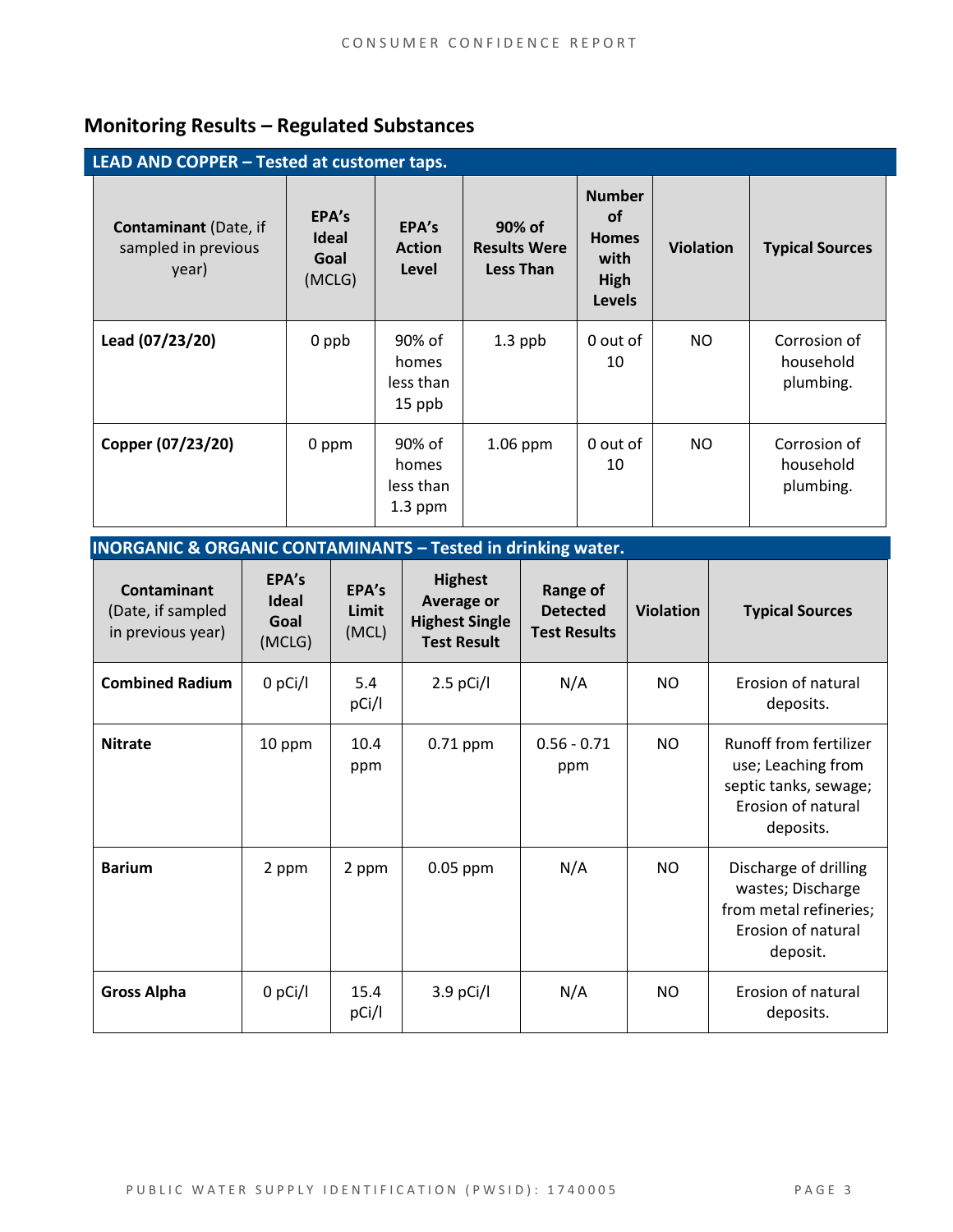## Monitoring Results – Regulated Substances

**LEAD AND COPPER – Tested at customer taps.**

| **Contaminant** (Date, if sampled in previous year) | **EPA's Ideal Goal** (MCLG) | **EPA's Action Level** | **90% of Results Were Less Than** | **Number of Homes with High Levels** | **Violation** | **Typical Sources** |
|---|---|---|---|---|---|---|
| **Lead (07/23/20)** | 0 ppb | 90% of homes less than 15 ppb | 1.3 ppb | 0 out of 10 | NO | Corrosion of household plumbing. |
| **Copper (07/23/20)** | 0 ppm | 90% of homes less than 1.3 ppm | 1.06 ppm | 0 out of 10 | NO | Corrosion of household plumbing. |

**INORGANIC & ORGANIC CONTAMINANTS – Tested in drinking water.**

| **Contaminant** (Date, if sampled in previous year) | **EPA's Ideal Goal** (MCLG) | **EPA's Limit** (MCL) | **Highest Average or Highest Single Test Result** | **Range of Detected Test Results** | **Violation** | **Typical Sources** |
|---|---|---|---|---|---|---|
| **Combined Radium** | 0 pCi/l | 5.4 pCi/l | 2.5 pCi/l | N/A | NO | Erosion of natural deposits. |
| **Nitrate** | 10 ppm | 10.4 ppm | 0.71 ppm | 0.56 - 0.71 ppm | NO | Runoff from fertilizer use; Leaching from septic tanks, sewage; Erosion of natural deposits. |
| **Barium** | 2 ppm | 2 ppm | 0.05 ppm | N/A | NO | Discharge of drilling wastes; Discharge from metal refineries; Erosion of natural deposit. |
| **Gross Alpha** | 0 pCi/l | 15.4 pCi/l | 3.9 pCi/l | N/A | NO | Erosion of natural deposits. |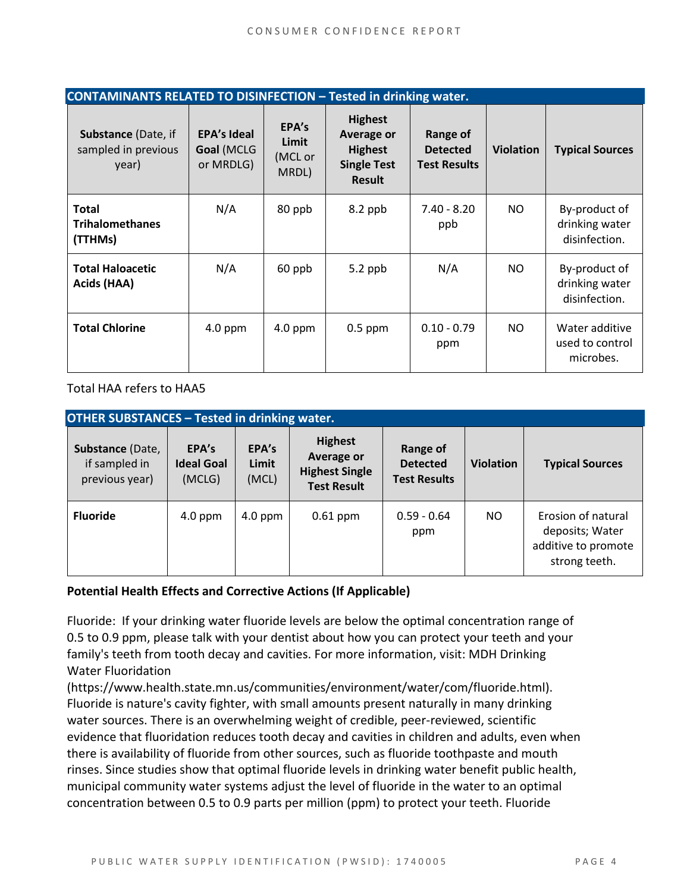| **CONTAMINANTS RELATED TO DISINFECTION – Tested in drinking water.** | | | | | | |
|---|---|---|---|---|---|---|
| **Substance** (Date, if sampled in previous year) | **EPA's Ideal Goal** (MCLG or MRDLG) | **EPA's Limit** (MCL or MRDL) | **Highest Average or Highest Single Test Result** | **Range of Detected Test Results** | **Violation** | **Typical Sources** |
| **Total Trihalomethanes (TTHMs)** | N/A | 80 ppb | 8.2 ppb | 7.40 - 8.20 ppb | NO | By-product of drinking water disinfection. |
| **Total Haloacetic Acids (HAA)** | N/A | 60 ppb | 5.2 ppb | N/A | NO | By-product of drinking water disinfection. |
| **Total Chlorine** | 4.0 ppm | 4.0 ppm | 0.5 ppm | 0.10 - 0.79 ppm | NO | Water additive used to control microbes. |

Total HAA refers to HAA5

| **OTHER SUBSTANCES – Tested in drinking water.** | | | | | | |
|---|---|---|---|---|---|---|
| **Substance** (Date, if sampled in previous year) | **EPA's Ideal Goal** (MCLG) | **EPA's Limit** (MCL) | **Highest Average or Highest Single Test Result** | **Range of Detected Test Results** | **Violation** | **Typical Sources** |
| **Fluoride** | 4.0 ppm | 4.0 ppm | 0.61 ppm | 0.59 - 0.64 ppm | NO | Erosion of natural deposits; Water additive to promote strong teeth. |

**Potential Health Effects and Corrective Actions (If Applicable)**

Fluoride: If your drinking water fluoride levels are below the optimal concentration range of 0.5 to 0.9 ppm, please talk with your dentist about how you can protect your teeth and your family's teeth from tooth decay and cavities. For more information, visit: MDH Drinking Water Fluoridation (https://www.health.state.mn.us/communities/environment/water/com/fluoride.html). Fluoride is nature's cavity fighter, with small amounts present naturally in many drinking water sources. There is an overwhelming weight of credible, peer-reviewed, scientific evidence that fluoridation reduces tooth decay and cavities in children and adults, even when there is availability of fluoride from other sources, such as fluoride toothpaste and mouth rinses. Since studies show that optimal fluoride levels in drinking water benefit public health, municipal community water systems adjust the level of fluoride in the water to an optimal concentration between 0.5 to 0.9 parts per million (ppm) to protect your teeth. Fluoride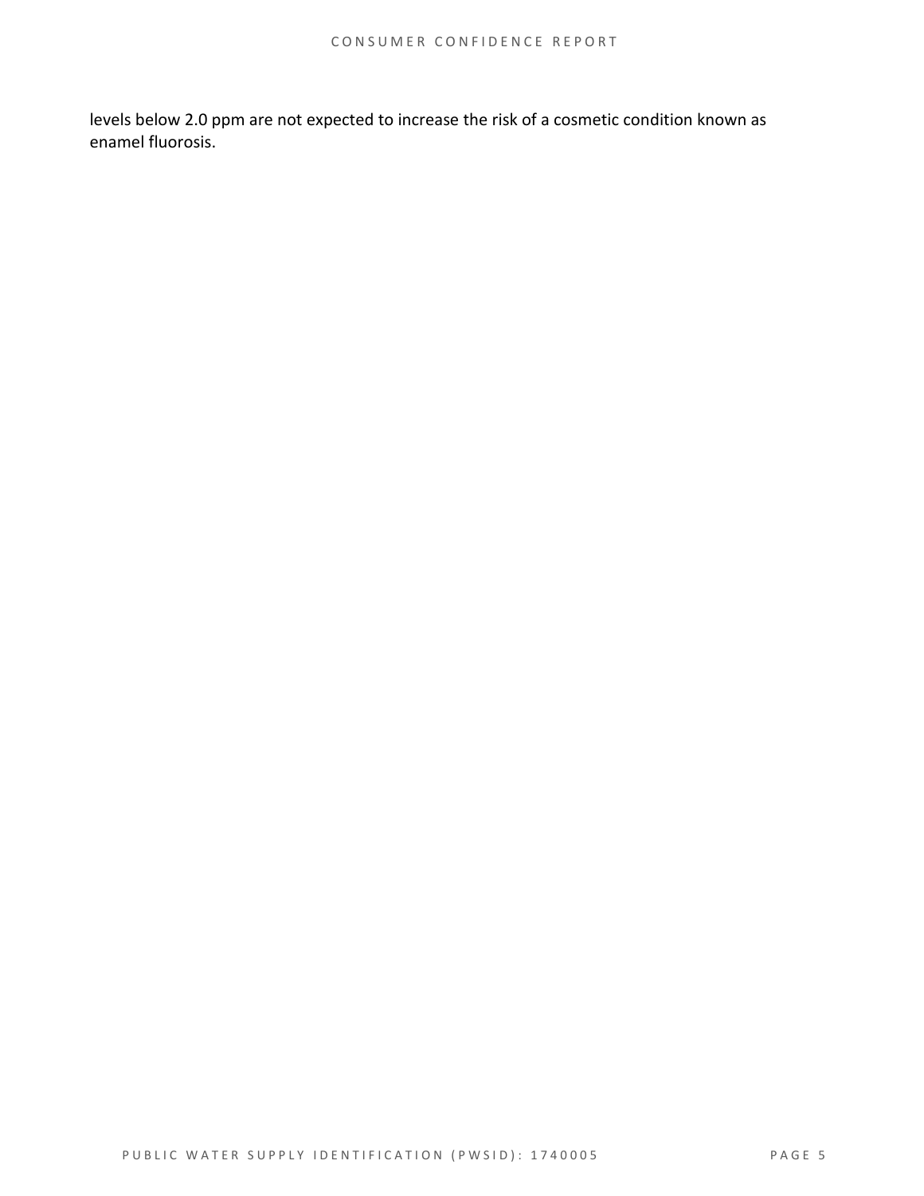levels below 2.0 ppm are not expected to increase the risk of a cosmetic condition known as enamel fluorosis.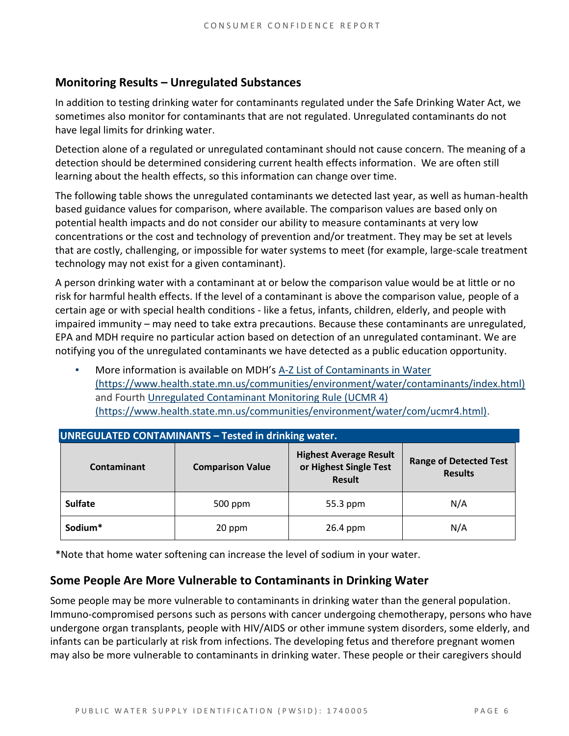## Monitoring Results – Unregulated Substances

In addition to testing drinking water for contaminants regulated under the Safe Drinking Water Act, we sometimes also monitor for contaminants that are not regulated. Unregulated contaminants do not have legal limits for drinking water.

Detection alone of a regulated or unregulated contaminant should not cause concern. The meaning of a detection should be determined considering current health effects information. We are often still learning about the health effects, so this information can change over time.

The following table shows the unregulated contaminants we detected last year, as well as human-health based guidance values for comparison, where available. The comparison values are based only on potential health impacts and do not consider our ability to measure contaminants at very low concentrations or the cost and technology of prevention and/or treatment. They may be set at levels that are costly, challenging, or impossible for water systems to meet (for example, large-scale treatment technology may not exist for a given contaminant).

A person drinking water with a contaminant at or below the comparison value would be at little or no risk for harmful health effects. If the level of a contaminant is above the comparison value, people of a certain age or with special health conditions - like a fetus, infants, children, elderly, and people with impaired immunity – may need to take extra precautions. Because these contaminants are unregulated, EPA and MDH require no particular action based on detection of an unregulated contaminant. We are notifying you of the unregulated contaminants we have detected as a public education opportunity.

- More information is available on MDH's [A-Z List of Contaminants in Water (https://www.health.state.mn.us/communities/environment/water/contaminants/index.html)](https://www.health.state.mn.us/communities/environment/water/contaminants/index.html) and Fourth [Unregulated Contaminant Monitoring Rule (UCMR 4) (https://www.health.state.mn.us/communities/environment/water/com/ucmr4.html)](https://www.health.state.mn.us/communities/environment/water/com/ucmr4.html).

**UNREGULATED CONTAMINANTS – Tested in drinking water.**

| Contaminant | Comparison Value | Highest Average Result or Highest Single Test Result | Range of Detected Test Results |
|---|---|---|---|
| **Sulfate** | 500 ppm | 55.3 ppm | N/A |
| **Sodium*** | 20 ppm | 26.4 ppm | N/A |

*Note that home water softening can increase the level of sodium in your water.

## Some People Are More Vulnerable to Contaminants in Drinking Water

Some people may be more vulnerable to contaminants in drinking water than the general population. Immuno-compromised persons such as persons with cancer undergoing chemotherapy, persons who have undergone organ transplants, people with HIV/AIDS or other immune system disorders, some elderly, and infants can be particularly at risk from infections. The developing fetus and therefore pregnant women may also be more vulnerable to contaminants in drinking water. These people or their caregivers should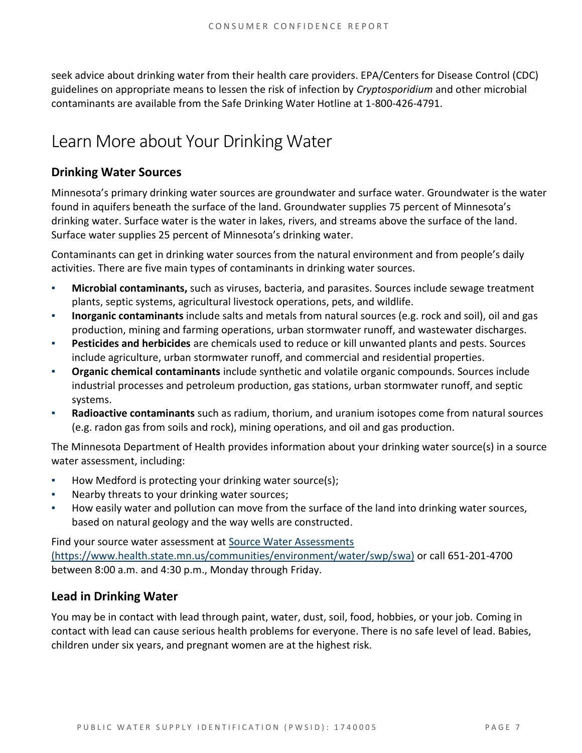seek advice about drinking water from their health care providers. EPA/Centers for Disease Control (CDC) guidelines on appropriate means to lessen the risk of infection by *Cryptosporidium* and other microbial contaminants are available from the Safe Drinking Water Hotline at 1-800-426-4791.

# Learn More about Your Drinking Water

## Drinking Water Sources

Minnesota's primary drinking water sources are groundwater and surface water. Groundwater is the water found in aquifers beneath the surface of the land. Groundwater supplies 75 percent of Minnesota's drinking water. Surface water is the water in lakes, rivers, and streams above the surface of the land. Surface water supplies 25 percent of Minnesota's drinking water.

Contaminants can get in drinking water sources from the natural environment and from people's daily activities. There are five main types of contaminants in drinking water sources.

- **Microbial contaminants,** such as viruses, bacteria, and parasites. Sources include sewage treatment plants, septic systems, agricultural livestock operations, pets, and wildlife.
- **Inorganic contaminants** include salts and metals from natural sources (e.g. rock and soil), oil and gas production, mining and farming operations, urban stormwater runoff, and wastewater discharges.
- **Pesticides and herbicides** are chemicals used to reduce or kill unwanted plants and pests. Sources include agriculture, urban stormwater runoff, and commercial and residential properties.
- **Organic chemical contaminants** include synthetic and volatile organic compounds. Sources include industrial processes and petroleum production, gas stations, urban stormwater runoff, and septic systems.
- **Radioactive contaminants** such as radium, thorium, and uranium isotopes come from natural sources (e.g. radon gas from soils and rock), mining operations, and oil and gas production.

The Minnesota Department of Health provides information about your drinking water source(s) in a source water assessment, including:

- How Medford is protecting your drinking water source(s);
- Nearby threats to your drinking water sources;
- How easily water and pollution can move from the surface of the land into drinking water sources, based on natural geology and the way wells are constructed.

Find your source water assessment at [Source Water Assessments (https://www.health.state.mn.us/communities/environment/water/swp/swa)](https://www.health.state.mn.us/communities/environment/water/swp/swa) or call 651-201-4700 between 8:00 a.m. and 4:30 p.m., Monday through Friday.

## Lead in Drinking Water

You may be in contact with lead through paint, water, dust, soil, food, hobbies, or your job. Coming in contact with lead can cause serious health problems for everyone. There is no safe level of lead. Babies, children under six years, and pregnant women are at the highest risk.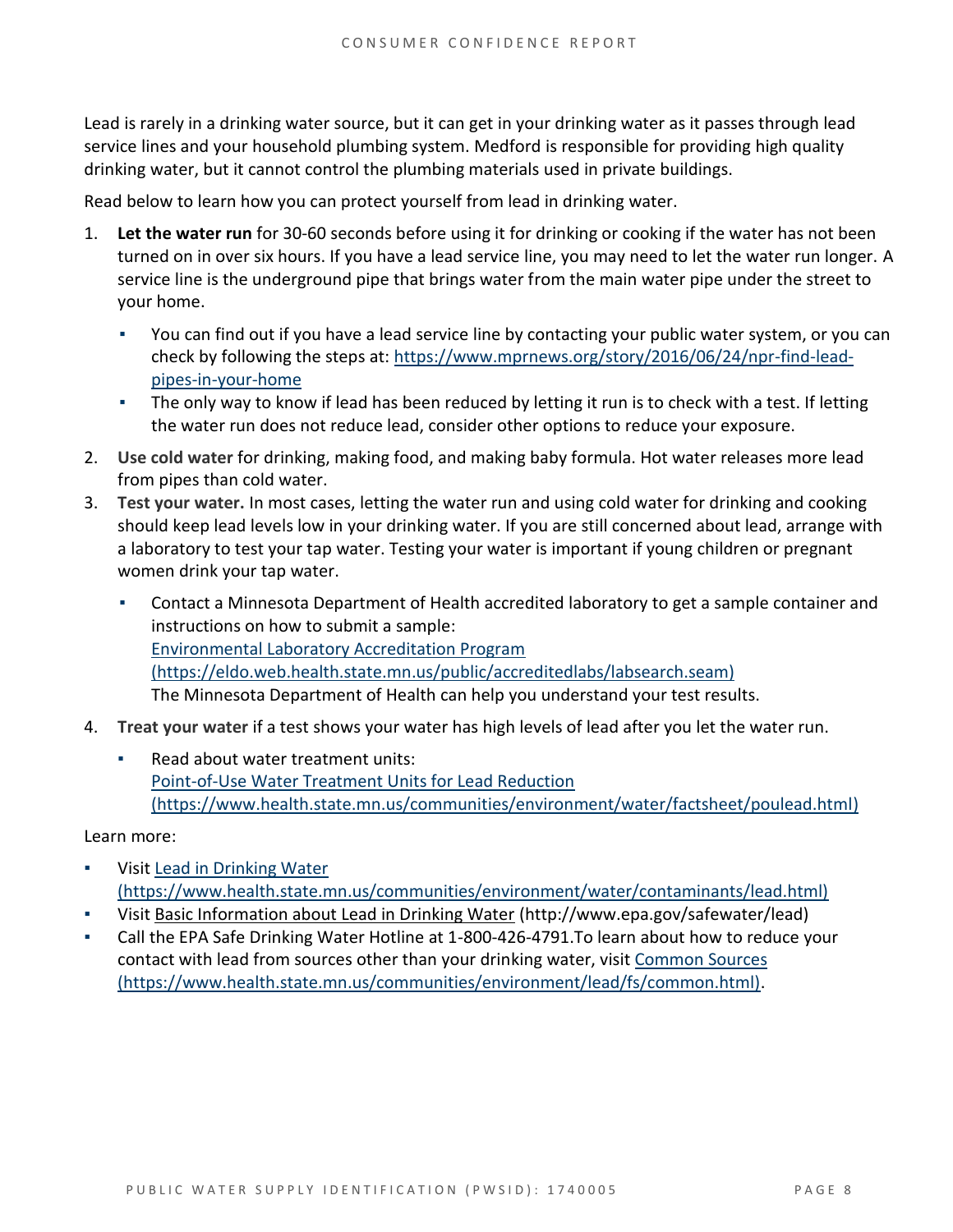Lead is rarely in a drinking water source, but it can get in your drinking water as it passes through lead service lines and your household plumbing system. Medford is responsible for providing high quality drinking water, but it cannot control the plumbing materials used in private buildings.

Read below to learn how you can protect yourself from lead in drinking water.

1. **Let the water run** for 30-60 seconds before using it for drinking or cooking if the water has not been turned on in over six hours. If you have a lead service line, you may need to let the water run longer. A service line is the underground pipe that brings water from the main water pipe under the street to your home.
   - You can find out if you have a lead service line by contacting your public water system, or you can check by following the steps at: [https://www.mprnews.org/story/2016/06/24/npr-find-lead-pipes-in-your-home](https://www.mprnews.org/story/2016/06/24/npr-find-lead-pipes-in-your-home)
   - The only way to know if lead has been reduced by letting it run is to check with a test. If letting the water run does not reduce lead, consider other options to reduce your exposure.
2. **Use cold water** for drinking, making food, and making baby formula. Hot water releases more lead from pipes than cold water.
3. **Test your water.** In most cases, letting the water run and using cold water for drinking and cooking should keep lead levels low in your drinking water. If you are still concerned about lead, arrange with a laboratory to test your tap water. Testing your water is important if young children or pregnant women drink your tap water.
   - Contact a Minnesota Department of Health accredited laboratory to get a sample container and instructions on how to submit a sample:
     [Environmental Laboratory Accreditation Program (https://eldo.web.health.state.mn.us/public/accreditedlabs/labsearch.seam)](https://eldo.web.health.state.mn.us/public/accreditedlabs/labsearch.seam)
     The Minnesota Department of Health can help you understand your test results.
4. **Treat your water** if a test shows your water has high levels of lead after you let the water run.
   - Read about water treatment units:
     [Point-of-Use Water Treatment Units for Lead Reduction (https://www.health.state.mn.us/communities/environment/water/factsheet/poulead.html)](https://www.health.state.mn.us/communities/environment/water/factsheet/poulead.html)

Learn more:

- Visit [Lead in Drinking Water (https://www.health.state.mn.us/communities/environment/water/contaminants/lead.html)](https://www.health.state.mn.us/communities/environment/water/contaminants/lead.html)
- Visit Basic Information about Lead in Drinking Water (http://www.epa.gov/safewater/lead)
- Call the EPA Safe Drinking Water Hotline at 1-800-426-4791.To learn about how to reduce your contact with lead from sources other than your drinking water, visit [Common Sources (https://www.health.state.mn.us/communities/environment/lead/fs/common.html)](https://www.health.state.mn.us/communities/environment/lead/fs/common.html).